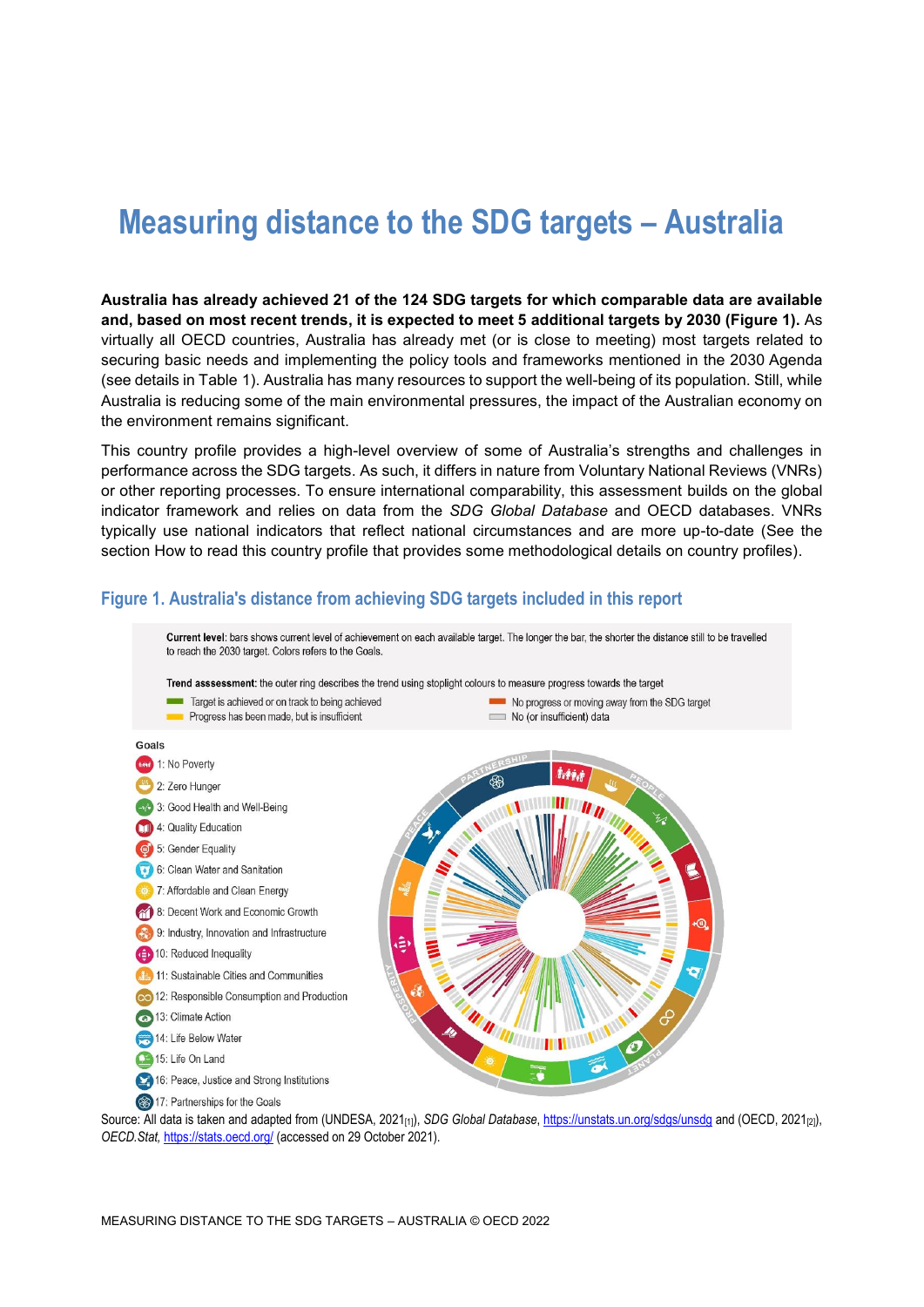# Measuring distance to the SDG targets – Australia

**Australia has already achieved 21 of the 124 SDG targets for which comparable data are available and, based on most recent trends, it is expected to meet 5 additional targets by 2030 (Figure 1).** As virtually all OECD countries, Australia has already met (or is close to meeting) most targets related to securing basic needs and implementing the policy tools and frameworks mentioned in the 2030 Agenda (see details in Table 1). Australia has many resources to support the well-being of its population. Still, while Australia is reducing some of the main environmental pressures, the impact of the Australian economy on the environment remains significant.

This country profile provides a high-level overview of some of Australia's strengths and challenges in performance across the SDG targets. As such, it differs in nature from Voluntary National Reviews (VNRs) or other reporting processes. To ensure international comparability, this assessment builds on the global indicator framework and relies on data from the *SDG Global Database* and OECD databases. VNRs typically use national indicators that reflect national circumstances and are more up-to-date (See the section How to read this country profile that provides some methodological details on country profiles).

## Figure 1. Australia's distance from achieving SDG targets included in this report

**Current level**: bars shows current level of achievement on each available target. The longer the bar, the shorter the distance still to be travelled to reach the 2030 target. Colors refers to the Goals.

**Trend asssessment:** the outer ring describes the trend using stoplight colours to measure progress towards the target

- Target is achieved or on track to being achieved
- Progress has been made, but is insufficient
- No progress or moving away from the SDG target
- No (or insufficient) data

Goals

1: No Poverty
2: Zero Hunger
3: Good Health and Well-Being
4: Quality Education
5: Gender Equality
6: Clean Water and Sanitation
7: Affordable and Clean Energy
8: Decent Work and Economic Growth
9: Industry, Innovation and Infrastructure
10: Reduced Inequality
11: Sustainable Cities and Communities
12: Responsible Consumption and Production
13: Climate Action
14: Life Below Water
15: Life On Land
16: Peace, Justice and Strong Institutions
17: Partnerships for the Goals

Source: All data is taken and adapted from (UNDESA, 2021[1]), *SDG Global Database*, https://unstats.un.org/sdgs/unsdg and (OECD, 2021[2]), *OECD.Stat*, https://stats.oecd.org/ (accessed on 29 October 2021).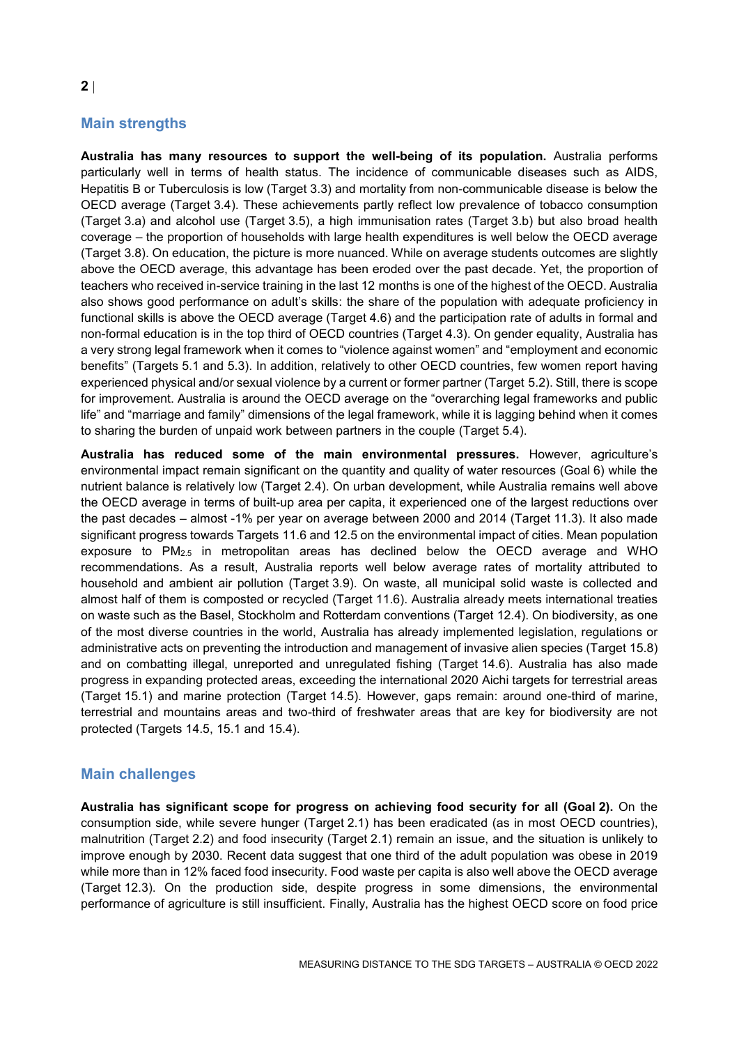## Main strengths

**Australia has many resources to support the well-being of its population.** Australia performs particularly well in terms of health status. The incidence of communicable diseases such as AIDS, Hepatitis B or Tuberculosis is low (Target 3.3) and mortality from non-communicable disease is below the OECD average (Target 3.4). These achievements partly reflect low prevalence of tobacco consumption (Target 3.a) and alcohol use (Target 3.5), a high immunisation rates (Target 3.b) but also broad health coverage – the proportion of households with large health expenditures is well below the OECD average (Target 3.8). On education, the picture is more nuanced. While on average students outcomes are slightly above the OECD average, this advantage has been eroded over the past decade. Yet, the proportion of teachers who received in-service training in the last 12 months is one of the highest of the OECD. Australia also shows good performance on adult's skills: the share of the population with adequate proficiency in functional skills is above the OECD average (Target 4.6) and the participation rate of adults in formal and non-formal education is in the top third of OECD countries (Target 4.3). On gender equality, Australia has a very strong legal framework when it comes to "violence against women" and "employment and economic benefits" (Targets 5.1 and 5.3). In addition, relatively to other OECD countries, few women report having experienced physical and/or sexual violence by a current or former partner (Target 5.2). Still, there is scope for improvement. Australia is around the OECD average on the "overarching legal frameworks and public life" and "marriage and family" dimensions of the legal framework, while it is lagging behind when it comes to sharing the burden of unpaid work between partners in the couple (Target 5.4).

**Australia has reduced some of the main environmental pressures.** However, agriculture's environmental impact remain significant on the quantity and quality of water resources (Goal 6) while the nutrient balance is relatively low (Target 2.4). On urban development, while Australia remains well above the OECD average in terms of built-up area per capita, it experienced one of the largest reductions over the past decades – almost -1% per year on average between 2000 and 2014 (Target 11.3). It also made significant progress towards Targets 11.6 and 12.5 on the environmental impact of cities. Mean population exposure to $PM_{2.5}$ in metropolitan areas has declined below the OECD average and WHO recommendations. As a result, Australia reports well below average rates of mortality attributed to household and ambient air pollution (Target 3.9). On waste, all municipal solid waste is collected and almost half of them is composted or recycled (Target 11.6). Australia already meets international treaties on waste such as the Basel, Stockholm and Rotterdam conventions (Target 12.4). On biodiversity, as one of the most diverse countries in the world, Australia has already implemented legislation, regulations or administrative acts on preventing the introduction and management of invasive alien species (Target 15.8) and on combatting illegal, unreported and unregulated fishing (Target 14.6). Australia has also made progress in expanding protected areas, exceeding the international 2020 Aichi targets for terrestrial areas (Target 15.1) and marine protection (Target 14.5). However, gaps remain: around one-third of marine, terrestrial and mountains areas and two-third of freshwater areas that are key for biodiversity are not protected (Targets 14.5, 15.1 and 15.4).

## Main challenges

**Australia has significant scope for progress on achieving food security for all (Goal 2).** On the consumption side, while severe hunger (Target 2.1) has been eradicated (as in most OECD countries), malnutrition (Target 2.2) and food insecurity (Target 2.1) remain an issue, and the situation is unlikely to improve enough by 2030. Recent data suggest that one third of the adult population was obese in 2019 while more than in 12% faced food insecurity. Food waste per capita is also well above the OECD average (Target 12.3). On the production side, despite progress in some dimensions, the environmental performance of agriculture is still insufficient. Finally, Australia has the highest OECD score on food price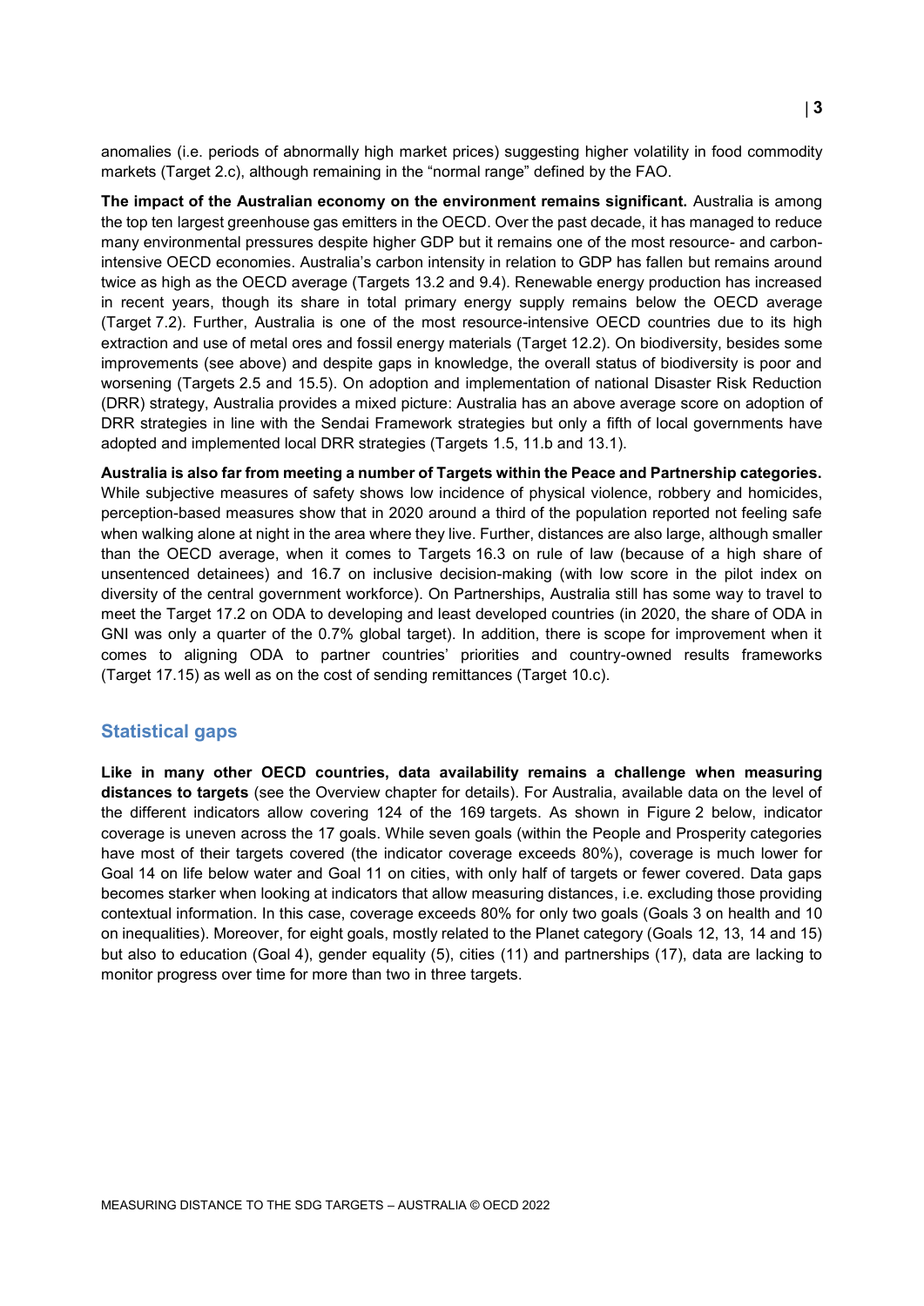anomalies (i.e. periods of abnormally high market prices) suggesting higher volatility in food commodity markets (Target 2.c), although remaining in the "normal range" defined by the FAO.

**The impact of the Australian economy on the environment remains significant.** Australia is among the top ten largest greenhouse gas emitters in the OECD. Over the past decade, it has managed to reduce many environmental pressures despite higher GDP but it remains one of the most resource- and carbon-intensive OECD economies. Australia's carbon intensity in relation to GDP has fallen but remains around twice as high as the OECD average (Targets 13.2 and 9.4). Renewable energy production has increased in recent years, though its share in total primary energy supply remains below the OECD average (Target 7.2). Further, Australia is one of the most resource-intensive OECD countries due to its high extraction and use of metal ores and fossil energy materials (Target 12.2). On biodiversity, besides some improvements (see above) and despite gaps in knowledge, the overall status of biodiversity is poor and worsening (Targets 2.5 and 15.5). On adoption and implementation of national Disaster Risk Reduction (DRR) strategy, Australia provides a mixed picture: Australia has an above average score on adoption of DRR strategies in line with the Sendai Framework strategies but only a fifth of local governments have adopted and implemented local DRR strategies (Targets 1.5, 11.b and 13.1).

**Australia is also far from meeting a number of Targets within the Peace and Partnership categories.** While subjective measures of safety shows low incidence of physical violence, robbery and homicides, perception-based measures show that in 2020 around a third of the population reported not feeling safe when walking alone at night in the area where they live. Further, distances are also large, although smaller than the OECD average, when it comes to Targets 16.3 on rule of law (because of a high share of unsentenced detainees) and 16.7 on inclusive decision-making (with low score in the pilot index on diversity of the central government workforce). On Partnerships, Australia still has some way to travel to meet the Target 17.2 on ODA to developing and least developed countries (in 2020, the share of ODA in GNI was only a quarter of the 0.7% global target). In addition, there is scope for improvement when it comes to aligning ODA to partner countries' priorities and country-owned results frameworks (Target 17.15) as well as on the cost of sending remittances (Target 10.c).

## Statistical gaps

**Like in many other OECD countries, data availability remains a challenge when measuring distances to targets** (see the Overview chapter for details). For Australia, available data on the level of the different indicators allow covering 124 of the 169 targets. As shown in Figure 2 below, indicator coverage is uneven across the 17 goals. While seven goals (within the People and Prosperity categories have most of their targets covered (the indicator coverage exceeds 80%), coverage is much lower for Goal 14 on life below water and Goal 11 on cities, with only half of targets or fewer covered. Data gaps becomes starker when looking at indicators that allow measuring distances, i.e. excluding those providing contextual information. In this case, coverage exceeds 80% for only two goals (Goals 3 on health and 10 on inequalities). Moreover, for eight goals, mostly related to the Planet category (Goals 12, 13, 14 and 15) but also to education (Goal 4), gender equality (5), cities (11) and partnerships (17), data are lacking to monitor progress over time for more than two in three targets.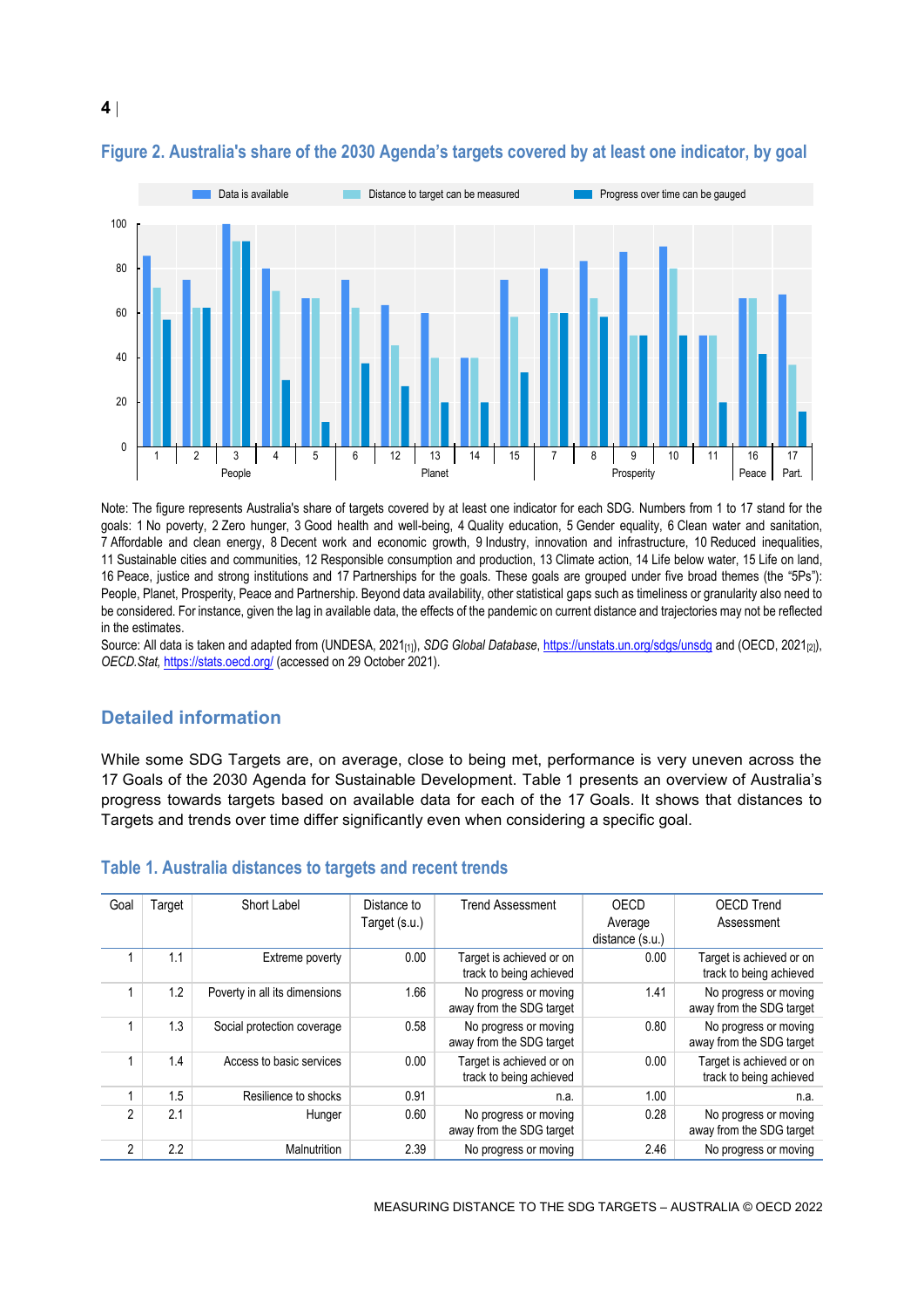**Figure 2. Australia's share of the 2030 Agenda's targets covered by at least one indicator, by goal**

Note: The figure represents Australia's share of targets covered by at least one indicator for each SDG. Numbers from 1 to 17 stand for the goals: 1 No poverty, 2 Zero hunger, 3 Good health and well-being, 4 Quality education, 5 Gender equality, 6 Clean water and sanitation, 7 Affordable and clean energy, 8 Decent work and economic growth, 9 Industry, innovation and infrastructure, 10 Reduced inequalities, 11 Sustainable cities and communities, 12 Responsible consumption and production, 13 Climate action, 14 Life below water, 15 Life on land, 16 Peace, justice and strong institutions and 17 Partnerships for the goals. These goals are grouped under five broad themes (the "5Ps"): People, Planet, Prosperity, Peace and Partnership. Beyond data availability, other statistical gaps such as timeliness or granularity also need to be considered. For instance, given the lag in available data, the effects of the pandemic on current distance and trajectories may not be reflected in the estimates.

Source: All data is taken and adapted from (UNDESA, 2021[1]), *SDG Global Database*, https://unstats.un.org/sdgs/unsdg and (OECD, 2021[2]), *OECD.Stat*, https://stats.oecd.org/ (accessed on 29 October 2021).

## Detailed information

While some SDG Targets are, on average, close to being met, performance is very uneven across the 17 Goals of the 2030 Agenda for Sustainable Development. Table 1 presents an overview of Australia's progress towards targets based on available data for each of the 17 Goals. It shows that distances to Targets and trends over time differ significantly even when considering a specific goal.

**Table 1. Australia distances to targets and recent trends**

| Goal | Target | Short Label | Distance to Target (s.u.) | Trend Assessment | OECD Average distance (s.u.) | OECD Trend Assessment |
|---|---|---|---|---|---|---|
| 1 | 1.1 | Extreme poverty | 0.00 | Target is achieved or on track to being achieved | 0.00 | Target is achieved or on track to being achieved |
| 1 | 1.2 | Poverty in all its dimensions | 1.66 | No progress or moving away from the SDG target | 1.41 | No progress or moving away from the SDG target |
| 1 | 1.3 | Social protection coverage | 0.58 | No progress or moving away from the SDG target | 0.80 | No progress or moving away from the SDG target |
| 1 | 1.4 | Access to basic services | 0.00 | Target is achieved or on track to being achieved | 0.00 | Target is achieved or on track to being achieved |
| 1 | 1.5 | Resilience to shocks | 0.91 | n.a. | 1.00 | n.a. |
| 2 | 2.1 | Hunger | 0.60 | No progress or moving away from the SDG target | 0.28 | No progress or moving away from the SDG target |
| 2 | 2.2 | Malnutrition | 2.39 | No progress or moving | 2.46 | No progress or moving |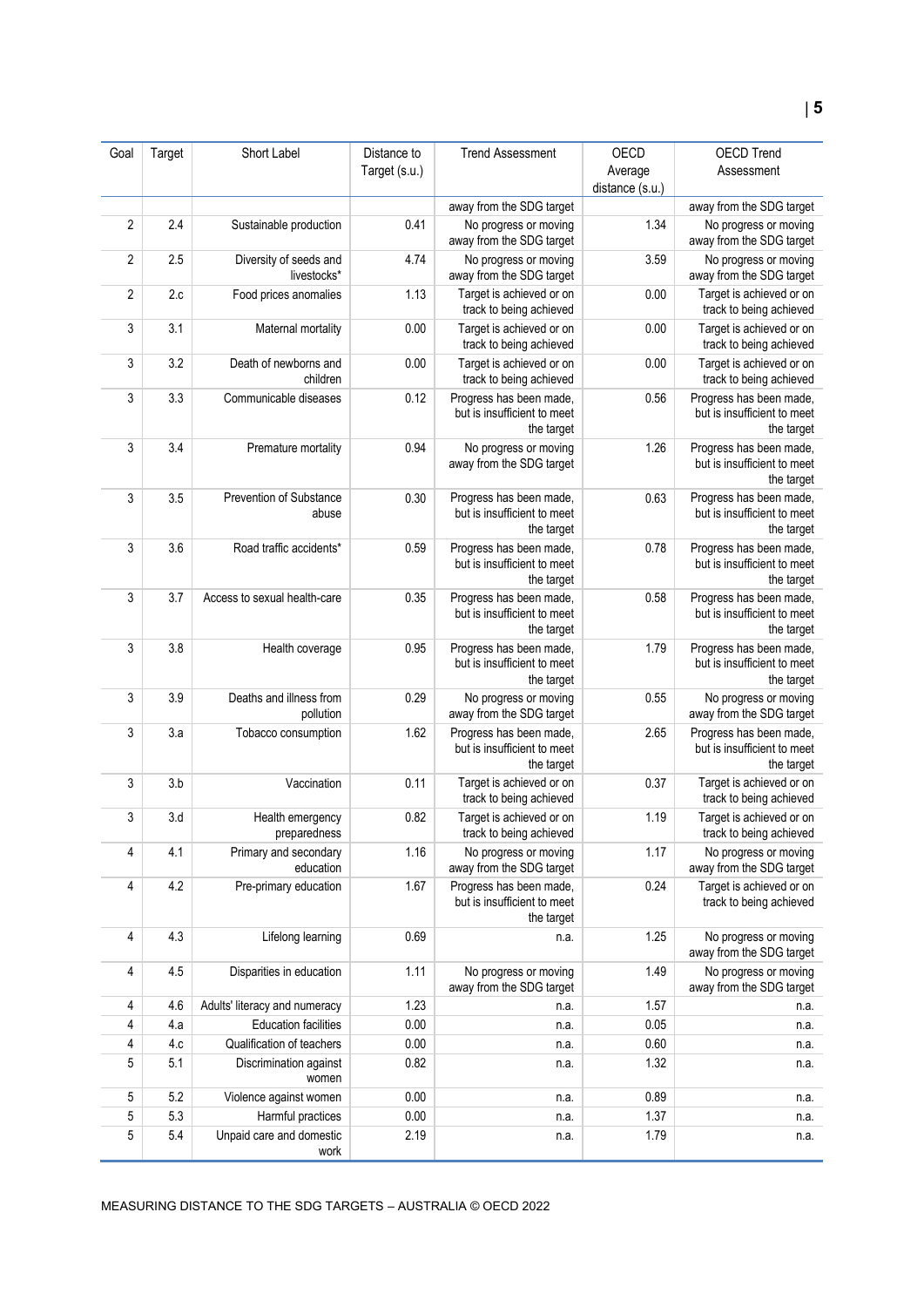| Goal | Target | Short Label | Distance to Target (s.u.) | Trend Assessment | OECD Average distance (s.u.) | OECD Trend Assessment |
|---|---|---|---|---|---|---|
| | | | | away from the SDG target | | away from the SDG target |
| 2 | 2.4 | Sustainable production | 0.41 | No progress or moving away from the SDG target | 1.34 | No progress or moving away from the SDG target |
| 2 | 2.5 | Diversity of seeds and livestocks* | 4.74 | No progress or moving away from the SDG target | 3.59 | No progress or moving away from the SDG target |
| 2 | 2.c | Food prices anomalies | 1.13 | Target is achieved or on track to being achieved | 0.00 | Target is achieved or on track to being achieved |
| 3 | 3.1 | Maternal mortality | 0.00 | Target is achieved or on track to being achieved | 0.00 | Target is achieved or on track to being achieved |
| 3 | 3.2 | Death of newborns and children | 0.00 | Target is achieved or on track to being achieved | 0.00 | Target is achieved or on track to being achieved |
| 3 | 3.3 | Communicable diseases | 0.12 | Progress has been made, but is insufficient to meet the target | 0.56 | Progress has been made, but is insufficient to meet the target |
| 3 | 3.4 | Premature mortality | 0.94 | No progress or moving away from the SDG target | 1.26 | Progress has been made, but is insufficient to meet the target |
| 3 | 3.5 | Prevention of Substance abuse | 0.30 | Progress has been made, but is insufficient to meet the target | 0.63 | Progress has been made, but is insufficient to meet the target |
| 3 | 3.6 | Road traffic accidents* | 0.59 | Progress has been made, but is insufficient to meet the target | 0.78 | Progress has been made, but is insufficient to meet the target |
| 3 | 3.7 | Access to sexual health-care | 0.35 | Progress has been made, but is insufficient to meet the target | 0.58 | Progress has been made, but is insufficient to meet the target |
| 3 | 3.8 | Health coverage | 0.95 | Progress has been made, but is insufficient to meet the target | 1.79 | Progress has been made, but is insufficient to meet the target |
| 3 | 3.9 | Deaths and illness from pollution | 0.29 | No progress or moving away from the SDG target | 0.55 | No progress or moving away from the SDG target |
| 3 | 3.a | Tobacco consumption | 1.62 | Progress has been made, but is insufficient to meet the target | 2.65 | Progress has been made, but is insufficient to meet the target |
| 3 | 3.b | Vaccination | 0.11 | Target is achieved or on track to being achieved | 0.37 | Target is achieved or on track to being achieved |
| 3 | 3.d | Health emergency preparedness | 0.82 | Target is achieved or on track to being achieved | 1.19 | Target is achieved or on track to being achieved |
| 4 | 4.1 | Primary and secondary education | 1.16 | No progress or moving away from the SDG target | 1.17 | No progress or moving away from the SDG target |
| 4 | 4.2 | Pre-primary education | 1.67 | Progress has been made, but is insufficient to meet the target | 0.24 | Target is achieved or on track to being achieved |
| 4 | 4.3 | Lifelong learning | 0.69 | n.a. | 1.25 | No progress or moving away from the SDG target |
| 4 | 4.5 | Disparities in education | 1.11 | No progress or moving away from the SDG target | 1.49 | No progress or moving away from the SDG target |
| 4 | 4.6 | Adults' literacy and numeracy | 1.23 | n.a. | 1.57 | n.a. |
| 4 | 4.a | Education facilities | 0.00 | n.a. | 0.05 | n.a. |
| 4 | 4.c | Qualification of teachers | 0.00 | n.a. | 0.60 | n.a. |
| 5 | 5.1 | Discrimination against women | 0.82 | n.a. | 1.32 | n.a. |
| 5 | 5.2 | Violence against women | 0.00 | n.a. | 0.89 | n.a. |
| 5 | 5.3 | Harmful practices | 0.00 | n.a. | 1.37 | n.a. |
| 5 | 5.4 | Unpaid care and domestic work | 2.19 | n.a. | 1.79 | n.a. |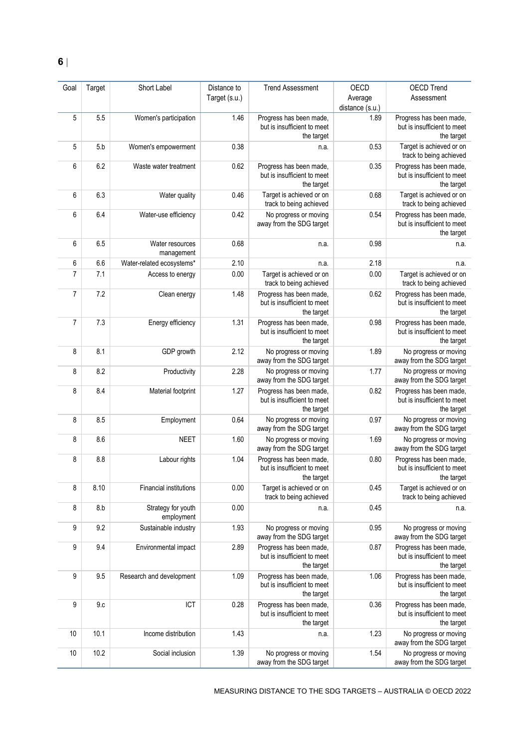| Goal | Target | Short Label | Distance to Target (s.u.) | Trend Assessment | OECD Average distance (s.u.) | OECD Trend Assessment |
|---|---|---|---|---|---|---|
| 5 | 5.5 | Women's participation | 1.46 | Progress has been made, but is insufficient to meet the target | 1.89 | Progress has been made, but is insufficient to meet the target |
| 5 | 5.b | Women's empowerment | 0.38 | n.a. | 0.53 | Target is achieved or on track to being achieved |
| 6 | 6.2 | Waste water treatment | 0.62 | Progress has been made, but is insufficient to meet the target | 0.35 | Progress has been made, but is insufficient to meet the target |
| 6 | 6.3 | Water quality | 0.46 | Target is achieved or on track to being achieved | 0.68 | Target is achieved or on track to being achieved |
| 6 | 6.4 | Water-use efficiency | 0.42 | No progress or moving away from the SDG target | 0.54 | Progress has been made, but is insufficient to meet the target |
| 6 | 6.5 | Water resources management | 0.68 | n.a. | 0.98 | n.a. |
| 6 | 6.6 | Water-related ecosystems* | 2.10 | n.a. | 2.18 | n.a. |
| 7 | 7.1 | Access to energy | 0.00 | Target is achieved or on track to being achieved | 0.00 | Target is achieved or on track to being achieved |
| 7 | 7.2 | Clean energy | 1.48 | Progress has been made, but is insufficient to meet the target | 0.62 | Progress has been made, but is insufficient to meet the target |
| 7 | 7.3 | Energy efficiency | 1.31 | Progress has been made, but is insufficient to meet the target | 0.98 | Progress has been made, but is insufficient to meet the target |
| 8 | 8.1 | GDP growth | 2.12 | No progress or moving away from the SDG target | 1.89 | No progress or moving away from the SDG target |
| 8 | 8.2 | Productivity | 2.28 | No progress or moving away from the SDG target | 1.77 | No progress or moving away from the SDG target |
| 8 | 8.4 | Material footprint | 1.27 | Progress has been made, but is insufficient to meet the target | 0.82 | Progress has been made, but is insufficient to meet the target |
| 8 | 8.5 | Employment | 0.64 | No progress or moving away from the SDG target | 0.97 | No progress or moving away from the SDG target |
| 8 | 8.6 | NEET | 1.60 | No progress or moving away from the SDG target | 1.69 | No progress or moving away from the SDG target |
| 8 | 8.8 | Labour rights | 1.04 | Progress has been made, but is insufficient to meet the target | 0.80 | Progress has been made, but is insufficient to meet the target |
| 8 | 8.10 | Financial institutions | 0.00 | Target is achieved or on track to being achieved | 0.45 | Target is achieved or on track to being achieved |
| 8 | 8.b | Strategy for youth employment | 0.00 | n.a. | 0.45 | n.a. |
| 9 | 9.2 | Sustainable industry | 1.93 | No progress or moving away from the SDG target | 0.95 | No progress or moving away from the SDG target |
| 9 | 9.4 | Environmental impact | 2.89 | Progress has been made, but is insufficient to meet the target | 0.87 | Progress has been made, but is insufficient to meet the target |
| 9 | 9.5 | Research and development | 1.09 | Progress has been made, but is insufficient to meet the target | 1.06 | Progress has been made, but is insufficient to meet the target |
| 9 | 9.c | ICT | 0.28 | Progress has been made, but is insufficient to meet the target | 0.36 | Progress has been made, but is insufficient to meet the target |
| 10 | 10.1 | Income distribution | 1.43 | n.a. | 1.23 | No progress or moving away from the SDG target |
| 10 | 10.2 | Social inclusion | 1.39 | No progress or moving away from the SDG target | 1.54 | No progress or moving away from the SDG target |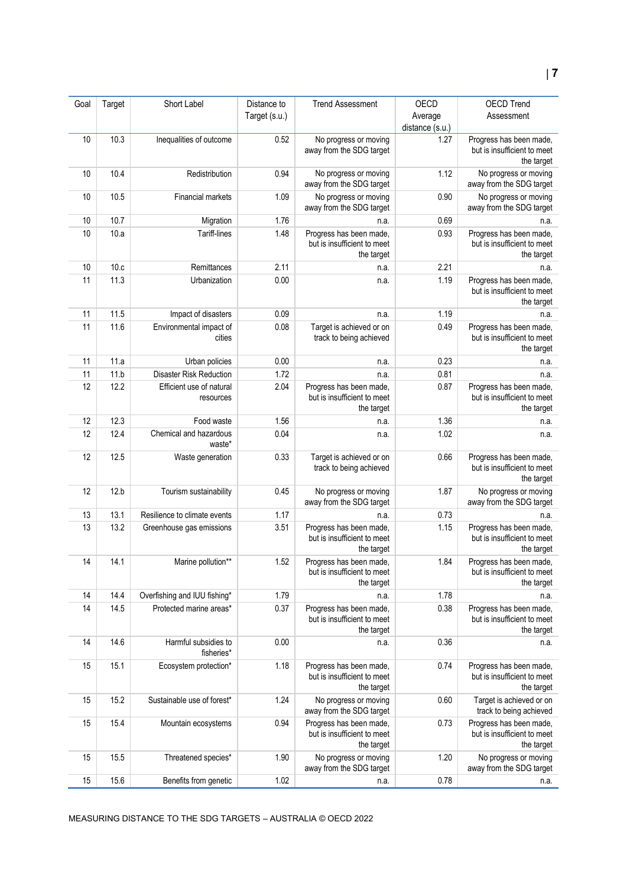| Goal | Target | Short Label | Distance to Target (s.u.) | Trend Assessment | OECD Average distance (s.u.) | OECD Trend Assessment |
|---|---|---|---|---|---|---|
| 10 | 10.3 | Inequalities of outcome | 0.52 | No progress or moving away from the SDG target | 1.27 | Progress has been made, but is insufficient to meet the target |
| 10 | 10.4 | Redistribution | 0.94 | No progress or moving away from the SDG target | 1.12 | No progress or moving away from the SDG target |
| 10 | 10.5 | Financial markets | 1.09 | No progress or moving away from the SDG target | 0.90 | No progress or moving away from the SDG target |
| 10 | 10.7 | Migration | 1.76 | n.a. | 0.69 | n.a. |
| 10 | 10.a | Tariff-lines | 1.48 | Progress has been made, but is insufficient to meet the target | 0.93 | Progress has been made, but is insufficient to meet the target |
| 10 | 10.c | Remittances | 2.11 | n.a. | 2.21 | n.a. |
| 11 | 11.3 | Urbanization | 0.00 | n.a. | 1.19 | Progress has been made, but is insufficient to meet the target |
| 11 | 11.5 | Impact of disasters | 0.09 | n.a. | 1.19 | n.a. |
| 11 | 11.6 | Environmental impact of cities | 0.08 | Target is achieved or on track to being achieved | 0.49 | Progress has been made, but is insufficient to meet the target |
| 11 | 11.a | Urban policies | 0.00 | n.a. | 0.23 | n.a. |
| 11 | 11.b | Disaster Risk Reduction | 1.72 | n.a. | 0.81 | n.a. |
| 12 | 12.2 | Efficient use of natural resources | 2.04 | Progress has been made, but is insufficient to meet the target | 0.87 | Progress has been made, but is insufficient to meet the target |
| 12 | 12.3 | Food waste | 1.56 | n.a. | 1.36 | n.a. |
| 12 | 12.4 | Chemical and hazardous waste* | 0.04 | n.a. | 1.02 | n.a. |
| 12 | 12.5 | Waste generation | 0.33 | Target is achieved or on track to being achieved | 0.66 | Progress has been made, but is insufficient to meet the target |
| 12 | 12.b | Tourism sustainability | 0.45 | No progress or moving away from the SDG target | 1.87 | No progress or moving away from the SDG target |
| 13 | 13.1 | Resilience to climate events | 1.17 | n.a. | 0.73 | n.a. |
| 13 | 13.2 | Greenhouse gas emissions | 3.51 | Progress has been made, but is insufficient to meet the target | 1.15 | Progress has been made, but is insufficient to meet the target |
| 14 | 14.1 | Marine pollution** | 1.52 | Progress has been made, but is insufficient to meet the target | 1.84 | Progress has been made, but is insufficient to meet the target |
| 14 | 14.4 | Overfishing and IUU fishing* | 1.79 | n.a. | 1.78 | n.a. |
| 14 | 14.5 | Protected marine areas* | 0.37 | Progress has been made, but is insufficient to meet the target | 0.38 | Progress has been made, but is insufficient to meet the target |
| 14 | 14.6 | Harmful subsidies to fisheries* | 0.00 | n.a. | 0.36 | n.a. |
| 15 | 15.1 | Ecosystem protection* | 1.18 | Progress has been made, but is insufficient to meet the target | 0.74 | Progress has been made, but is insufficient to meet the target |
| 15 | 15.2 | Sustainable use of forest* | 1.24 | No progress or moving away from the SDG target | 0.60 | Target is achieved or on track to being achieved |
| 15 | 15.4 | Mountain ecosystems | 0.94 | Progress has been made, but is insufficient to meet the target | 0.73 | Progress has been made, but is insufficient to meet the target |
| 15 | 15.5 | Threatened species* | 1.90 | No progress or moving away from the SDG target | 1.20 | No progress or moving away from the SDG target |
| 15 | 15.6 | Benefits from genetic | 1.02 | n.a. | 0.78 | n.a. |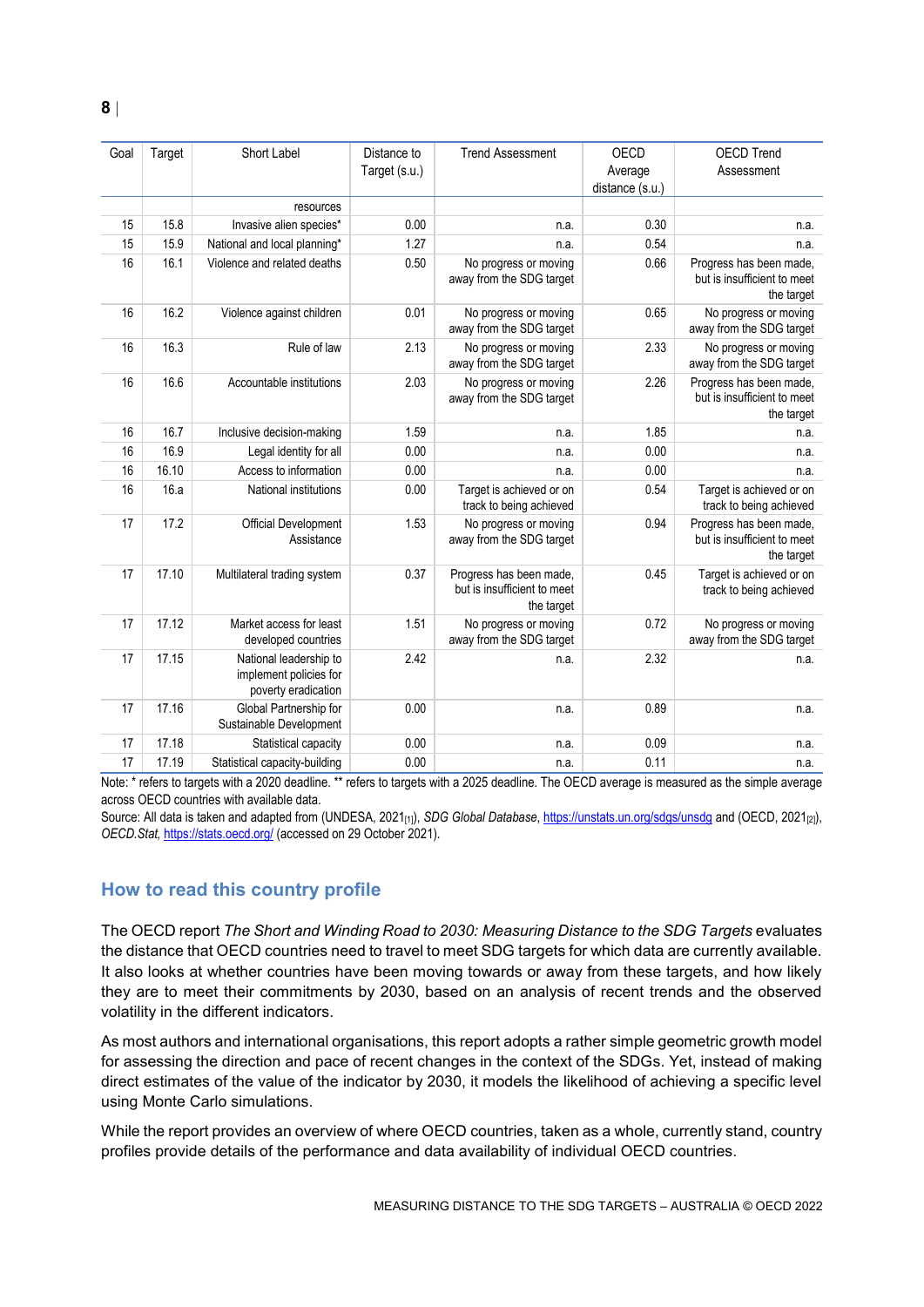| Goal | Target | Short Label | Distance to Target (s.u.) | Trend Assessment | OECD Average distance (s.u.) | OECD Trend Assessment |
|---|---|---|---|---|---|---|
| | | resources | | | | |
| 15 | 15.8 | Invasive alien species* | 0.00 | n.a. | 0.30 | n.a. |
| 15 | 15.9 | National and local planning* | 1.27 | n.a. | 0.54 | n.a. |
| 16 | 16.1 | Violence and related deaths | 0.50 | No progress or moving away from the SDG target | 0.66 | Progress has been made, but is insufficient to meet the target |
| 16 | 16.2 | Violence against children | 0.01 | No progress or moving away from the SDG target | 0.65 | No progress or moving away from the SDG target |
| 16 | 16.3 | Rule of law | 2.13 | No progress or moving away from the SDG target | 2.33 | No progress or moving away from the SDG target |
| 16 | 16.6 | Accountable institutions | 2.03 | No progress or moving away from the SDG target | 2.26 | Progress has been made, but is insufficient to meet the target |
| 16 | 16.7 | Inclusive decision-making | 1.59 | n.a. | 1.85 | n.a. |
| 16 | 16.9 | Legal identity for all | 0.00 | n.a. | 0.00 | n.a. |
| 16 | 16.10 | Access to information | 0.00 | n.a. | 0.00 | n.a. |
| 16 | 16.a | National institutions | 0.00 | Target is achieved or on track to being achieved | 0.54 | Target is achieved or on track to being achieved |
| 17 | 17.2 | Official Development Assistance | 1.53 | No progress or moving away from the SDG target | 0.94 | Progress has been made, but is insufficient to meet the target |
| 17 | 17.10 | Multilateral trading system | 0.37 | Progress has been made, but is insufficient to meet the target | 0.45 | Target is achieved or on track to being achieved |
| 17 | 17.12 | Market access for least developed countries | 1.51 | No progress or moving away from the SDG target | 0.72 | No progress or moving away from the SDG target |
| 17 | 17.15 | National leadership to implement policies for poverty eradication | 2.42 | n.a. | 2.32 | n.a. |
| 17 | 17.16 | Global Partnership for Sustainable Development | 0.00 | n.a. | 0.89 | n.a. |
| 17 | 17.18 | Statistical capacity | 0.00 | n.a. | 0.09 | n.a. |
| 17 | 17.19 | Statistical capacity-building | 0.00 | n.a. | 0.11 | n.a. |

Note: * refers to targets with a 2020 deadline. ** refers to targets with a 2025 deadline. The OECD average is measured as the simple average across OECD countries with available data.

Source: All data is taken and adapted from (UNDESA, 2021[1]), *SDG Global Database*, https://unstats.un.org/sdgs/unsdg and (OECD, 2021[2]), *OECD.Stat*, https://stats.oecd.org/ (accessed on 29 October 2021).

## How to read this country profile

The OECD report *The Short and Winding Road to 2030: Measuring Distance to the SDG Targets* evaluates the distance that OECD countries need to travel to meet SDG targets for which data are currently available. It also looks at whether countries have been moving towards or away from these targets, and how likely they are to meet their commitments by 2030, based on an analysis of recent trends and the observed volatility in the different indicators.

As most authors and international organisations, this report adopts a rather simple geometric growth model for assessing the direction and pace of recent changes in the context of the SDGs. Yet, instead of making direct estimates of the value of the indicator by 2030, it models the likelihood of achieving a specific level using Monte Carlo simulations.

While the report provides an overview of where OECD countries, taken as a whole, currently stand, country profiles provide details of the performance and data availability of individual OECD countries.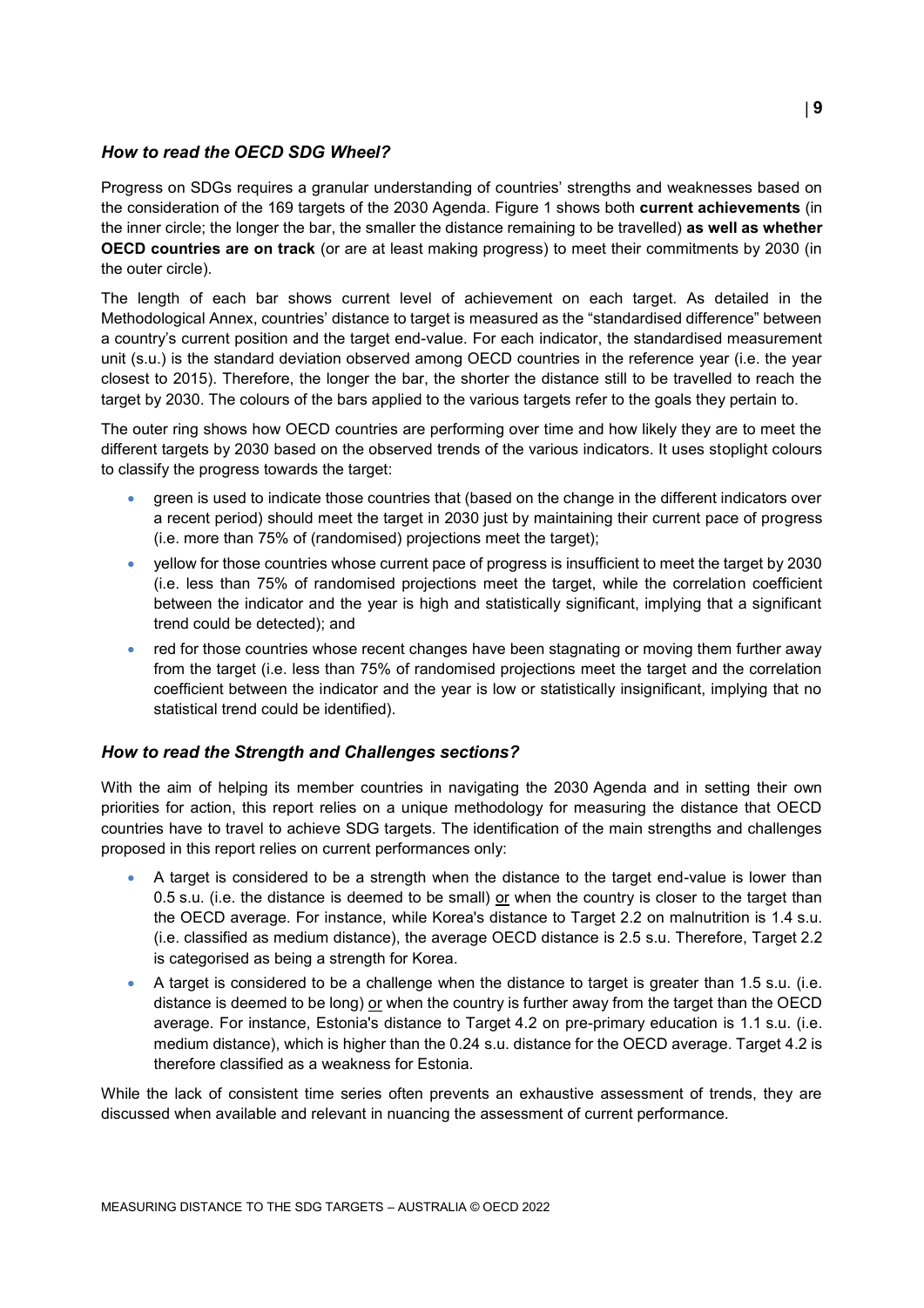### *How to read the OECD SDG Wheel?*

Progress on SDGs requires a granular understanding of countries' strengths and weaknesses based on the consideration of the 169 targets of the 2030 Agenda. Figure 1 shows both **current achievements** (in the inner circle; the longer the bar, the smaller the distance remaining to be travelled) **as well as whether OECD countries are on track** (or are at least making progress) to meet their commitments by 2030 (in the outer circle).

The length of each bar shows current level of achievement on each target. As detailed in the Methodological Annex, countries' distance to target is measured as the "standardised difference" between a country's current position and the target end-value. For each indicator, the standardised measurement unit (s.u.) is the standard deviation observed among OECD countries in the reference year (i.e. the year closest to 2015). Therefore, the longer the bar, the shorter the distance still to be travelled to reach the target by 2030. The colours of the bars applied to the various targets refer to the goals they pertain to.

The outer ring shows how OECD countries are performing over time and how likely they are to meet the different targets by 2030 based on the observed trends of the various indicators. It uses stoplight colours to classify the progress towards the target:

- green is used to indicate those countries that (based on the change in the different indicators over a recent period) should meet the target in 2030 just by maintaining their current pace of progress (i.e. more than 75% of (randomised) projections meet the target);
- yellow for those countries whose current pace of progress is insufficient to meet the target by 2030 (i.e. less than 75% of randomised projections meet the target, while the correlation coefficient between the indicator and the year is high and statistically significant, implying that a significant trend could be detected); and
- red for those countries whose recent changes have been stagnating or moving them further away from the target (i.e. less than 75% of randomised projections meet the target and the correlation coefficient between the indicator and the year is low or statistically insignificant, implying that no statistical trend could be identified).

### *How to read the Strength and Challenges sections?*

With the aim of helping its member countries in navigating the 2030 Agenda and in setting their own priorities for action, this report relies on a unique methodology for measuring the distance that OECD countries have to travel to achieve SDG targets. The identification of the main strengths and challenges proposed in this report relies on current performances only:

- A target is considered to be a strength when the distance to the target end-value is lower than 0.5 s.u. (i.e. the distance is deemed to be small) or when the country is closer to the target than the OECD average. For instance, while Korea's distance to Target 2.2 on malnutrition is 1.4 s.u. (i.e. classified as medium distance), the average OECD distance is 2.5 s.u. Therefore, Target 2.2 is categorised as being a strength for Korea.
- A target is considered to be a challenge when the distance to target is greater than 1.5 s.u. (i.e. distance is deemed to be long) or when the country is further away from the target than the OECD average. For instance, Estonia's distance to Target 4.2 on pre-primary education is 1.1 s.u. (i.e. medium distance), which is higher than the 0.24 s.u. distance for the OECD average. Target 4.2 is therefore classified as a weakness for Estonia.

While the lack of consistent time series often prevents an exhaustive assessment of trends, they are discussed when available and relevant in nuancing the assessment of current performance.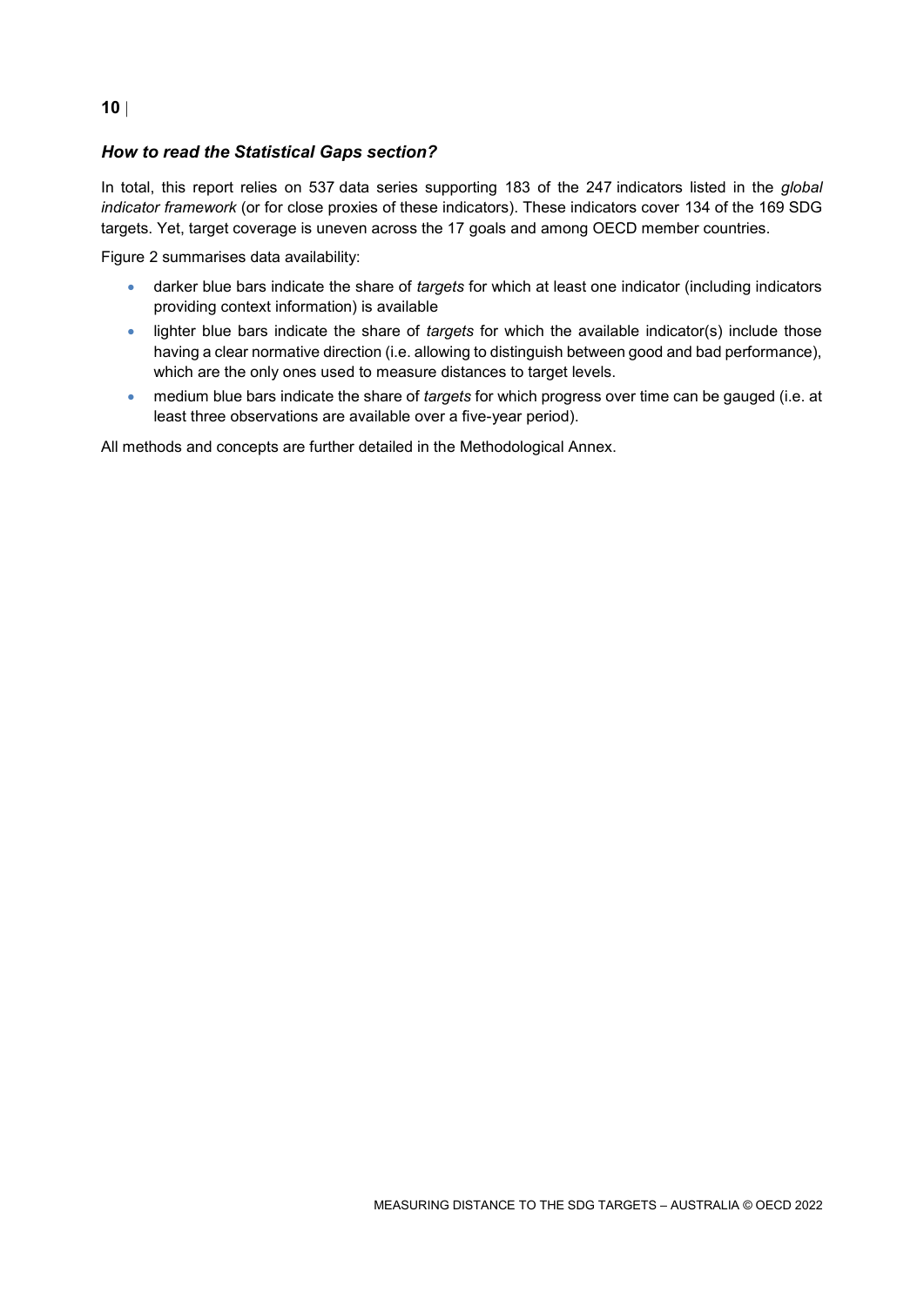### *How to read the Statistical Gaps section?*

In total, this report relies on 537 data series supporting 183 of the 247 indicators listed in the *global indicator framework* (or for close proxies of these indicators). These indicators cover 134 of the 169 SDG targets. Yet, target coverage is uneven across the 17 goals and among OECD member countries.

Figure 2 summarises data availability:

- darker blue bars indicate the share of *targets* for which at least one indicator (including indicators providing context information) is available
- lighter blue bars indicate the share of *targets* for which the available indicator(s) include those having a clear normative direction (i.e. allowing to distinguish between good and bad performance), which are the only ones used to measure distances to target levels.
- medium blue bars indicate the share of *targets* for which progress over time can be gauged (i.e. at least three observations are available over a five-year period).

All methods and concepts are further detailed in the Methodological Annex.